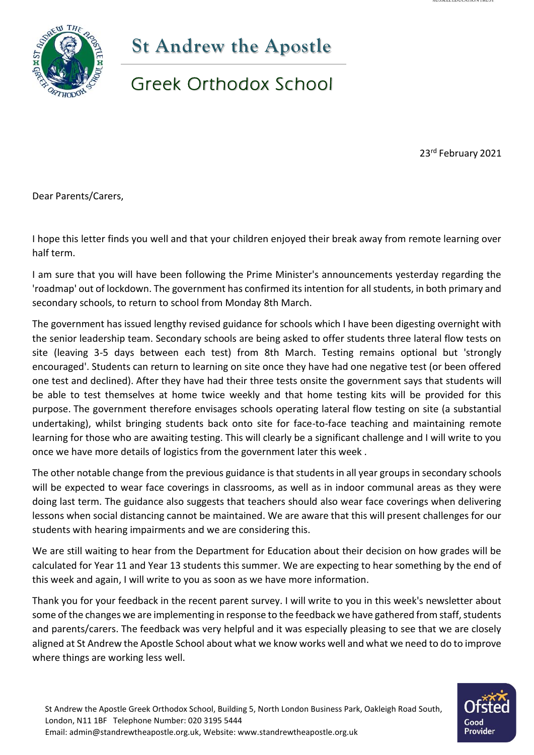# St Andrew the Apostle

## Greek Orthodox School

23rd February 2021

Dear Parents/Carers,

I hope this letter finds you well and that your children enjoyed their break away from remote learning over half term.

I am sure that you will have been following the Prime Minister's announcements yesterday regarding the 'roadmap' out of lockdown. The government has confirmed its intention for all students, in both primary and secondary schools, to return to school from Monday 8th March.

The government has issued lengthy revised guidance for schools which I have been digesting overnight with the senior leadership team. Secondary schools are being asked to offer students three lateral flow tests on site (leaving 3-5 days between each test) from 8th March. Testing remains optional but 'strongly encouraged'. Students can return to learning on site once they have had one negative test (or been offered one test and declined). After they have had their three tests onsite the government says that students will be able to test themselves at home twice weekly and that home testing kits will be provided for this purpose. The government therefore envisages schools operating lateral flow testing on site (a substantial undertaking), whilst bringing students back onto site for face-to-face teaching and maintaining remote learning for those who are awaiting testing. This will clearly be a significant challenge and I will write to you once we have more details of logistics from the government later this week .

The other notable change from the previous guidance is that students in all year groups in secondary schools will be expected to wear face coverings in classrooms, as well as in indoor communal areas as they were doing last term. The guidance also suggests that teachers should also wear face coverings when delivering lessons when social distancing cannot be maintained. We are aware that this will present challenges for our students with hearing impairments and we are considering this.

We are still waiting to hear from the Department for Education about their decision on how grades will be calculated for Year 11 and Year 13 students this summer. We are expecting to hear something by the end of this week and again, I will write to you as soon as we have more information.

Thank you for your feedback in the recent parent survey. I will write to you in this week's newsletter about some of the changes we are implementing in response to the feedback we have gathered from staff, students and parents/carers. The feedback was very helpful and it was especially pleasing to see that we are closely aligned at St Andrew the Apostle School about what we know works well and what we need to do to improve where things are working less well.

St Andrew the Apostle Greek Orthodox School, Building 5, North London Business Park, Oakleigh Road South, London, N11 1BF Telephone Number: 020 3195 5444
Email: admin@standrewtheapostle.org.uk, Website: www.standrewtheapostle.org.uk

Ofsted Good Provider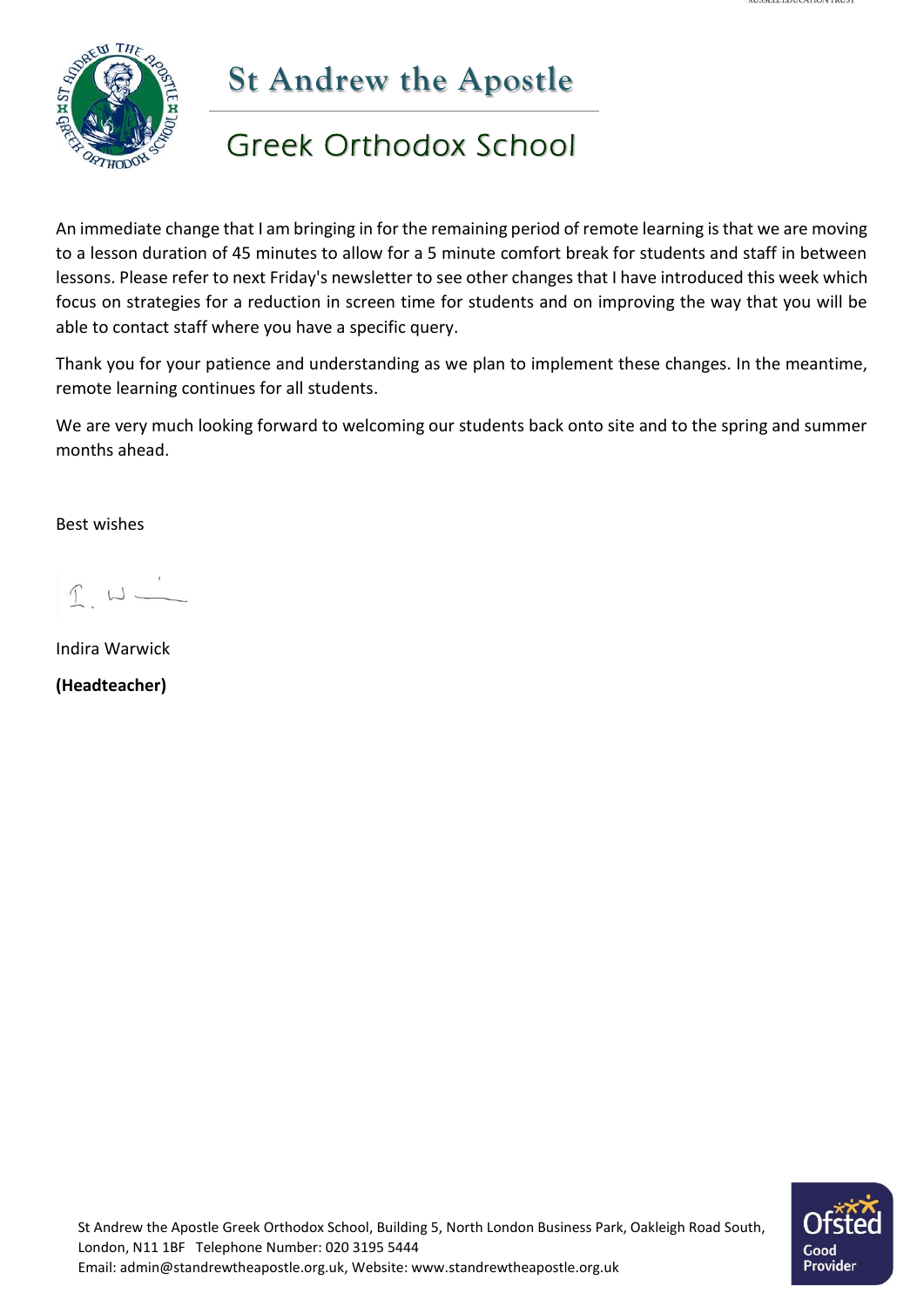An immediate change that I am bringing in for the remaining period of remote learning is that we are moving to a lesson duration of 45 minutes to allow for a 5 minute comfort break for students and staff in between lessons. Please refer to next Friday's newsletter to see other changes that I have introduced this week which focus on strategies for a reduction in screen time for students and on improving the way that you will be able to contact staff where you have a specific query.

Thank you for your patience and understanding as we plan to implement these changes. In the meantime, remote learning continues for all students.

We are very much looking forward to welcoming our students back onto site and to the spring and summer months ahead.

Best wishes

Indira Warwick

**(Headteacher)**